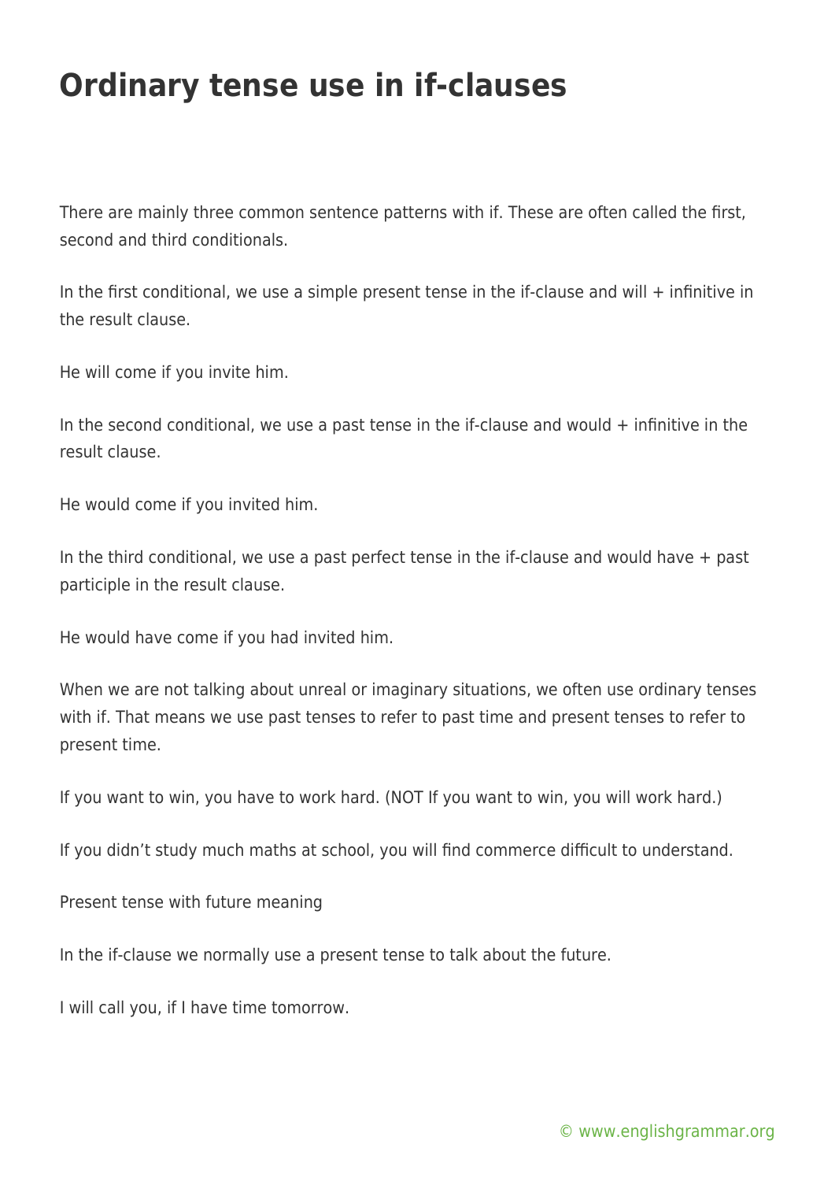# Ordinary tense use in if-clauses

There are mainly three common sentence patterns with if. These are often called the first, second and third conditionals.

In the first conditional, we use a simple present tense in the if-clause and will + infinitive in the result clause.

He will come if you invite him.

In the second conditional, we use a past tense in the if-clause and would + infinitive in the result clause.

He would come if you invited him.

In the third conditional, we use a past perfect tense in the if-clause and would have + past participle in the result clause.

He would have come if you had invited him.

When we are not talking about unreal or imaginary situations, we often use ordinary tenses with if. That means we use past tenses to refer to past time and present tenses to refer to present time.

If you want to win, you have to work hard. (NOT If you want to win, you will work hard.)

If you didn't study much maths at school, you will find commerce difficult to understand.

Present tense with future meaning

In the if-clause we normally use a present tense to talk about the future.

I will call you, if I have time tomorrow.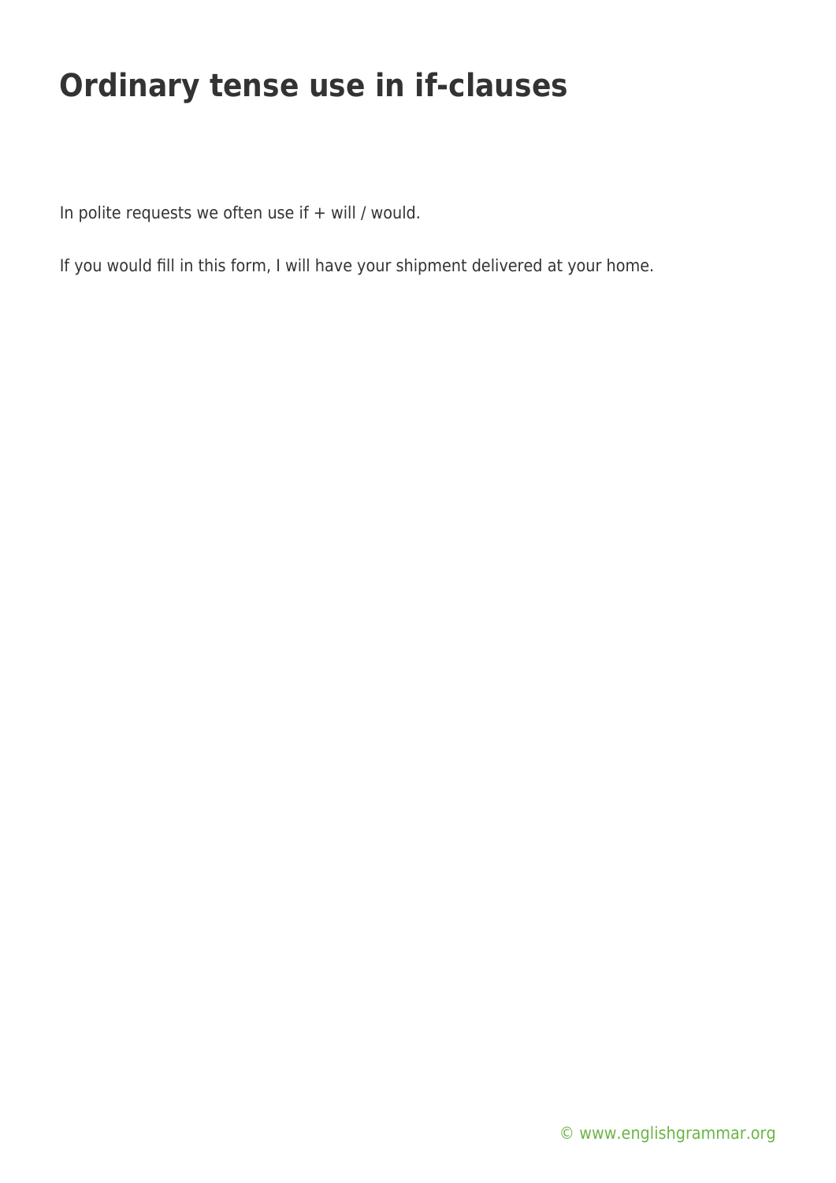# Ordinary tense use in if-clauses

In polite requests we often use if + will / would.

If you would fill in this form, I will have your shipment delivered at your home.